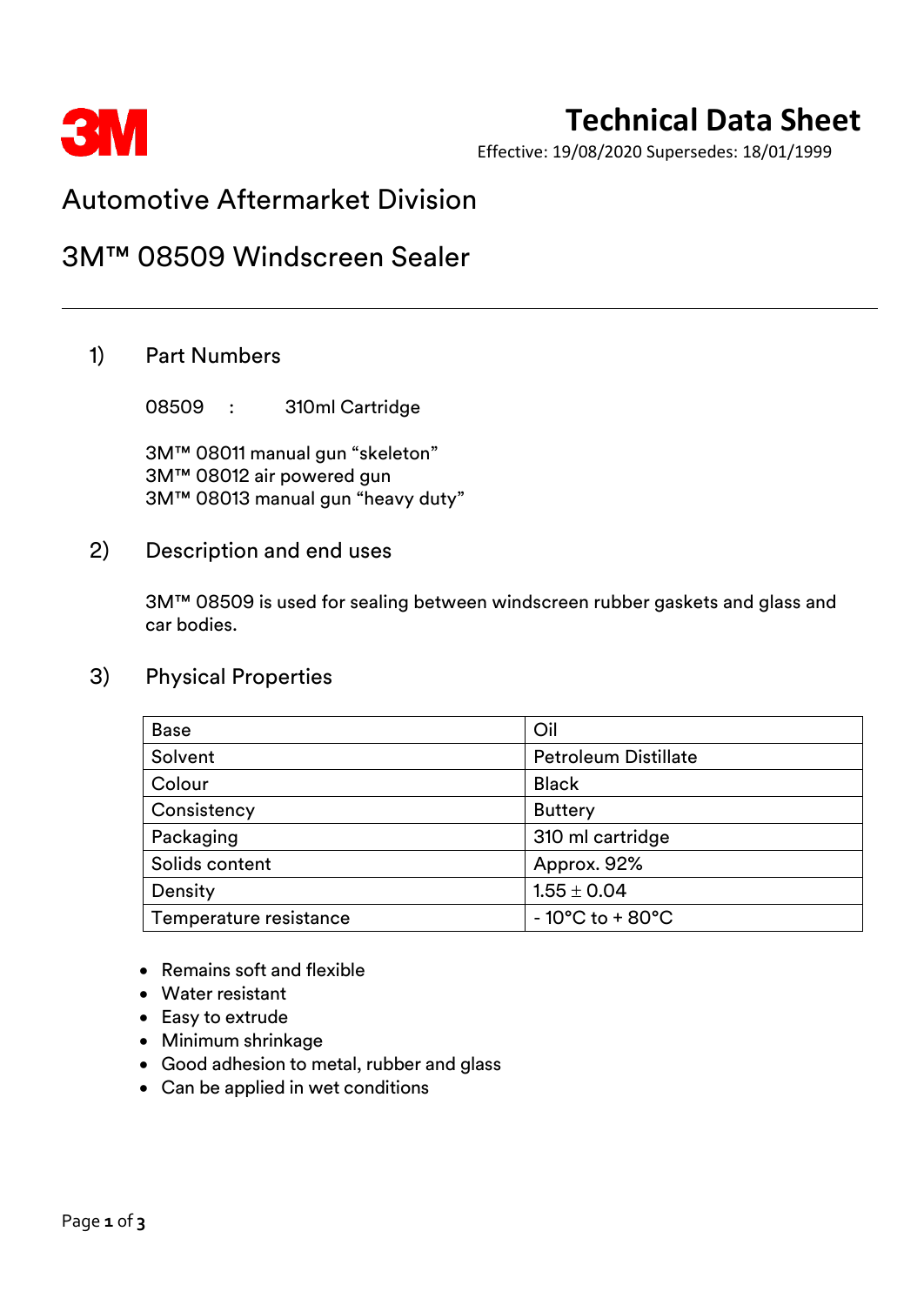# Technical Data Sheet

Effective: 19/08/2020 Supersedes: 18/01/1999

## Automotive Aftermarket Division

## 3M™ 08509 Windscreen Sealer

---

### 1) Part Numbers

08509 : 310ml Cartridge

3M™ 08011 manual gun "skeleton"
3M™ 08012 air powered gun
3M™ 08013 manual gun "heavy duty"

### 2) Description and end uses

3M™ 08509 is used for sealing between windscreen rubber gaskets and glass and car bodies.

### 3) Physical Properties

| Base | Oil |
|---|---|
| Solvent | Petroleum Distillate |
| Colour | Black |
| Consistency | Buttery |
| Packaging | 310 ml cartridge |
| Solids content | Approx. 92% |
| Density | 1.55 ± 0.04 |
| Temperature resistance | - 10°C to + 80°C |

- Remains soft and flexible
- Water resistant
- Easy to extrude
- Minimum shrinkage
- Good adhesion to metal, rubber and glass
- Can be applied in wet conditions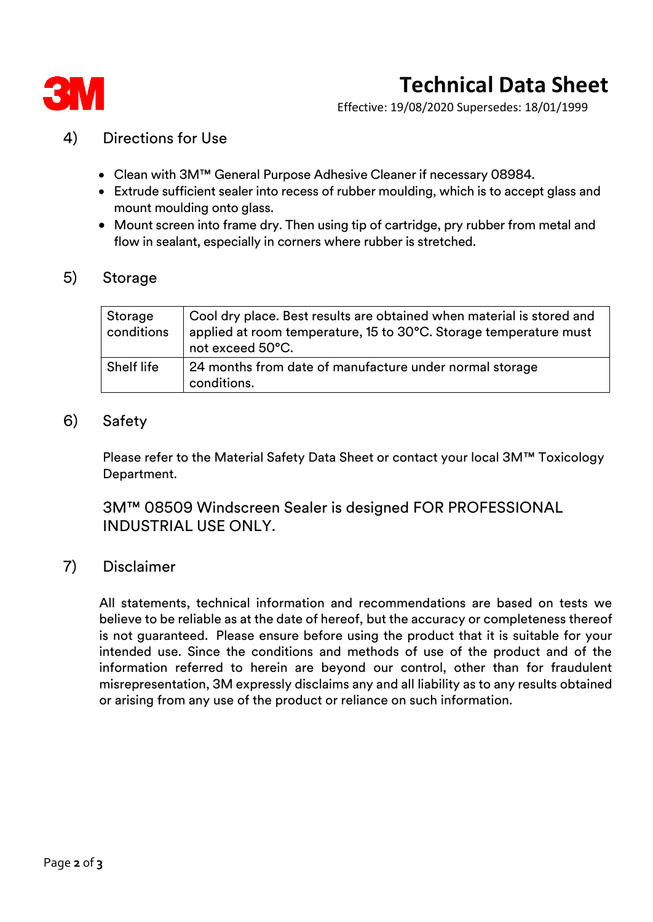## 4) Directions for Use

- Clean with 3M™ General Purpose Adhesive Cleaner if necessary 08984.
- Extrude sufficient sealer into recess of rubber moulding, which is to accept glass and mount moulding onto glass.
- Mount screen into frame dry. Then using tip of cartridge, pry rubber from metal and flow in sealant, especially in corners where rubber is stretched.

## 5) Storage

| Storage conditions | Cool dry place. Best results are obtained when material is stored and applied at room temperature, 15 to 30°C. Storage temperature must not exceed 50°C. |
|---|---|
| Shelf life | 24 months from date of manufacture under normal storage conditions. |

## 6) Safety

Please refer to the Material Safety Data Sheet or contact your local 3M™ Toxicology Department.

3M™ 08509 Windscreen Sealer is designed FOR PROFESSIONAL INDUSTRIAL USE ONLY.

## 7) Disclaimer

All statements, technical information and recommendations are based on tests we believe to be reliable as at the date of hereof, but the accuracy or completeness thereof is not guaranteed. Please ensure before using the product that it is suitable for your intended use. Since the conditions and methods of use of the product and of the information referred to herein are beyond our control, other than for fraudulent misrepresentation, 3M expressly disclaims any and all liability as to any results obtained or arising from any use of the product or reliance on such information.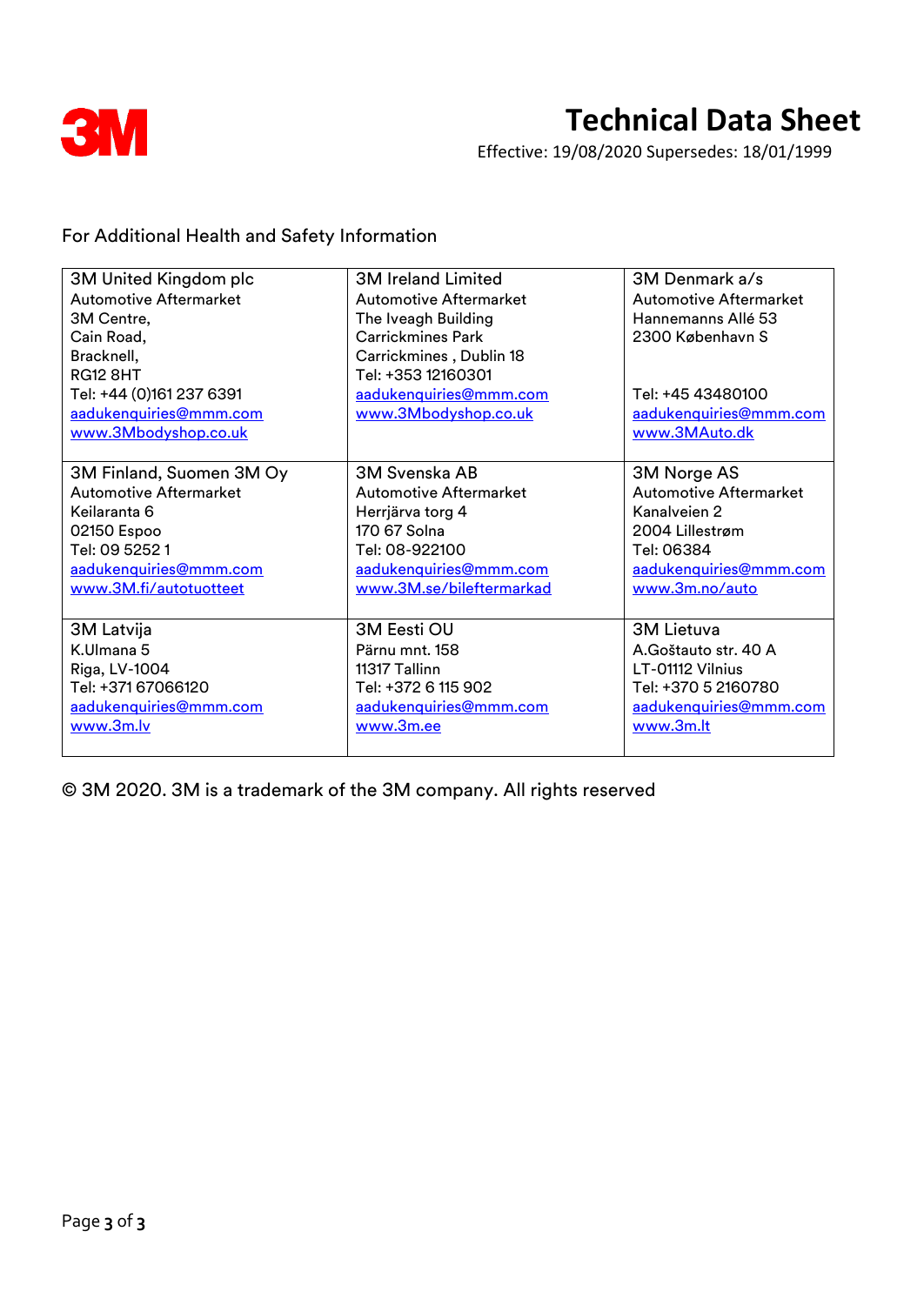# Technical Data Sheet

Effective: 19/08/2020 Supersedes: 18/01/1999

For Additional Health and Safety Information

| | | |
|---|---|---|
| 3M United Kingdom plc<br>Automotive Aftermarket<br>3M Centre,<br>Cain Road,<br>Bracknell,<br>RG12 8HT<br>Tel: +44 (0)161 237 6391<br>aadukenquiries@mmm.com<br>www.3Mbodyshop.co.uk | 3M Ireland Limited<br>Automotive Aftermarket<br>The Iveagh Building<br>Carrickmines Park<br>Carrickmines , Dublin 18<br>Tel: +353 12160301<br>aadukenquiries@mmm.com<br>www.3Mbodyshop.co.uk | 3M Denmark a/s<br>Automotive Aftermarket<br>Hannemanns Allé 53<br>2300 København S<br><br>Tel: +45 43480100<br>aadukenquiries@mmm.com<br>www.3MAuto.dk |
| 3M Finland, Suomen 3M Oy<br>Automotive Aftermarket<br>Keilaranta 6<br>02150 Espoo<br>Tel: 09 5252 1<br>aadukenquiries@mmm.com<br>www.3M.fi/autotuotteet | 3M Svenska AB<br>Automotive Aftermarket<br>Herrjärva torg 4<br>170 67 Solna<br>Tel: 08-922100<br>aadukenquiries@mmm.com<br>www.3M.se/bileftermarkad | 3M Norge AS<br>Automotive Aftermarket<br>Kanalveien 2<br>2004 Lillestrøm<br>Tel: 06384<br>aadukenquiries@mmm.com<br>www.3m.no/auto |
| 3M Latvija<br>K.Ulmana 5<br>Riga, LV-1004<br>Tel: +371 67066120<br>aadukenquiries@mmm.com<br>www.3m.lv | 3M Eesti OU<br>Pärnu mnt. 158<br>11317 Tallinn<br>Tel: +372 6 115 902<br>aadukenquiries@mmm.com<br>www.3m.ee | 3M Lietuva<br>A.Goštauto str. 40 A<br>LT-01112 Vilnius<br>Tel: +370 5 2160780<br>aadukenquiries@mmm.com<br>www.3m.lt |

© 3M 2020. 3M is a trademark of the 3M company. All rights reserved